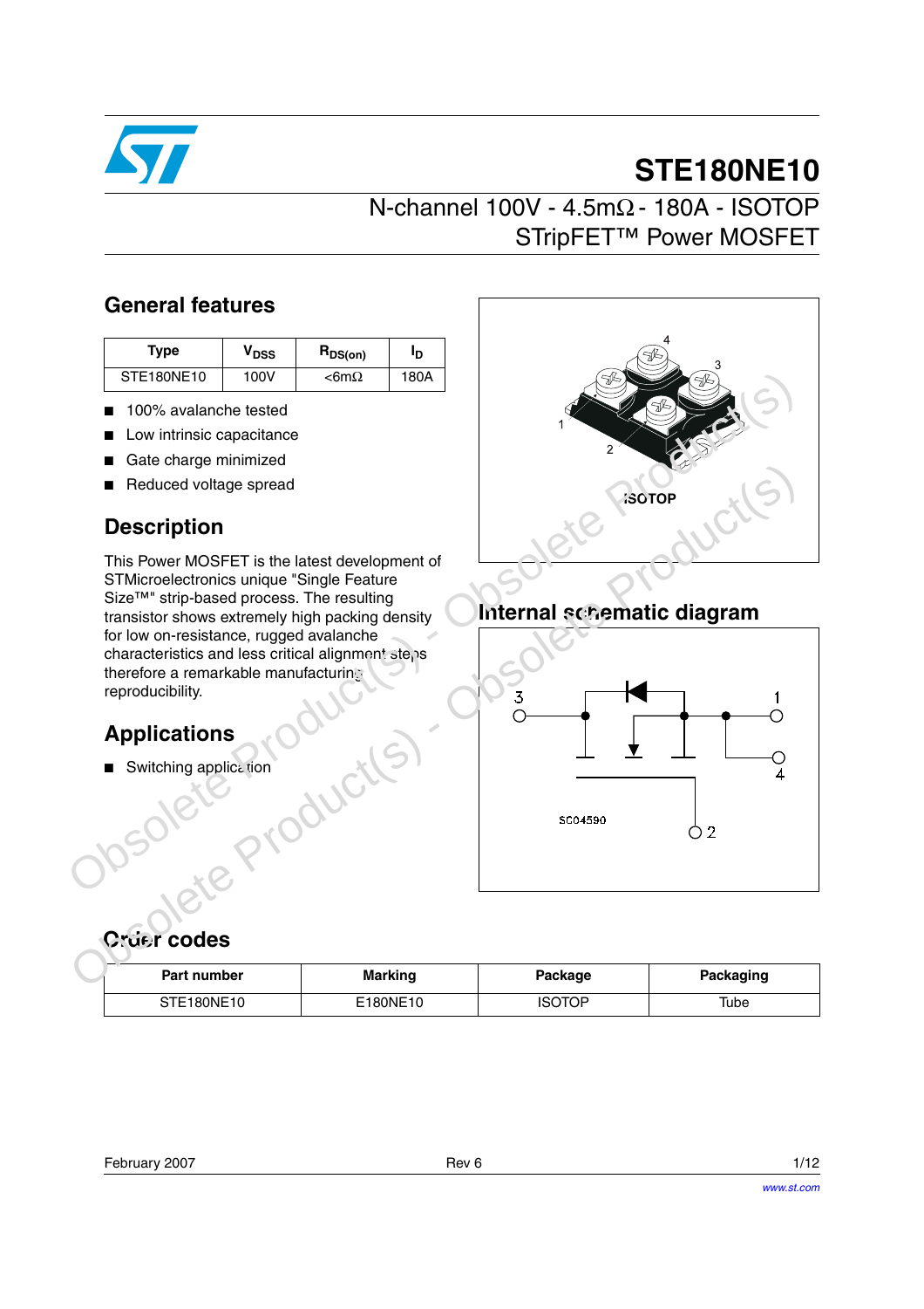# STE180NE10

## N-channel 100V - 4.5mΩ - 180A - ISOTOP STripFET™ Power MOSFET

## General features

| Type | $V_{DSS}$ | $R_{DS(on)}$ | $I_D$ |
|---|---|---|---|
| STE180NE10 | 100V | <6mΩ | 180A |

- 100% avalanche tested
- Low intrinsic capacitance
- Gate charge minimized
- Reduced voltage spread

ISOTOP

## Description

This Power MOSFET is the latest development of STMicroelectronics unique "Single Feature Size™" strip-based process. The resulting transistor shows extremely high packing density for low on-resistance, rugged avalanche characteristics and less critical alignment steps therefore a remarkable manufacturing reproducibility.

## Internal schematic diagram

SC04590

## Applications

- Switching application

## Order codes

| Part number | Marking | Package | Packaging |
|---|---|---|---|
| STE180NE10 | E180NE10 | ISOTOP | Tube |

February 2007 Rev 6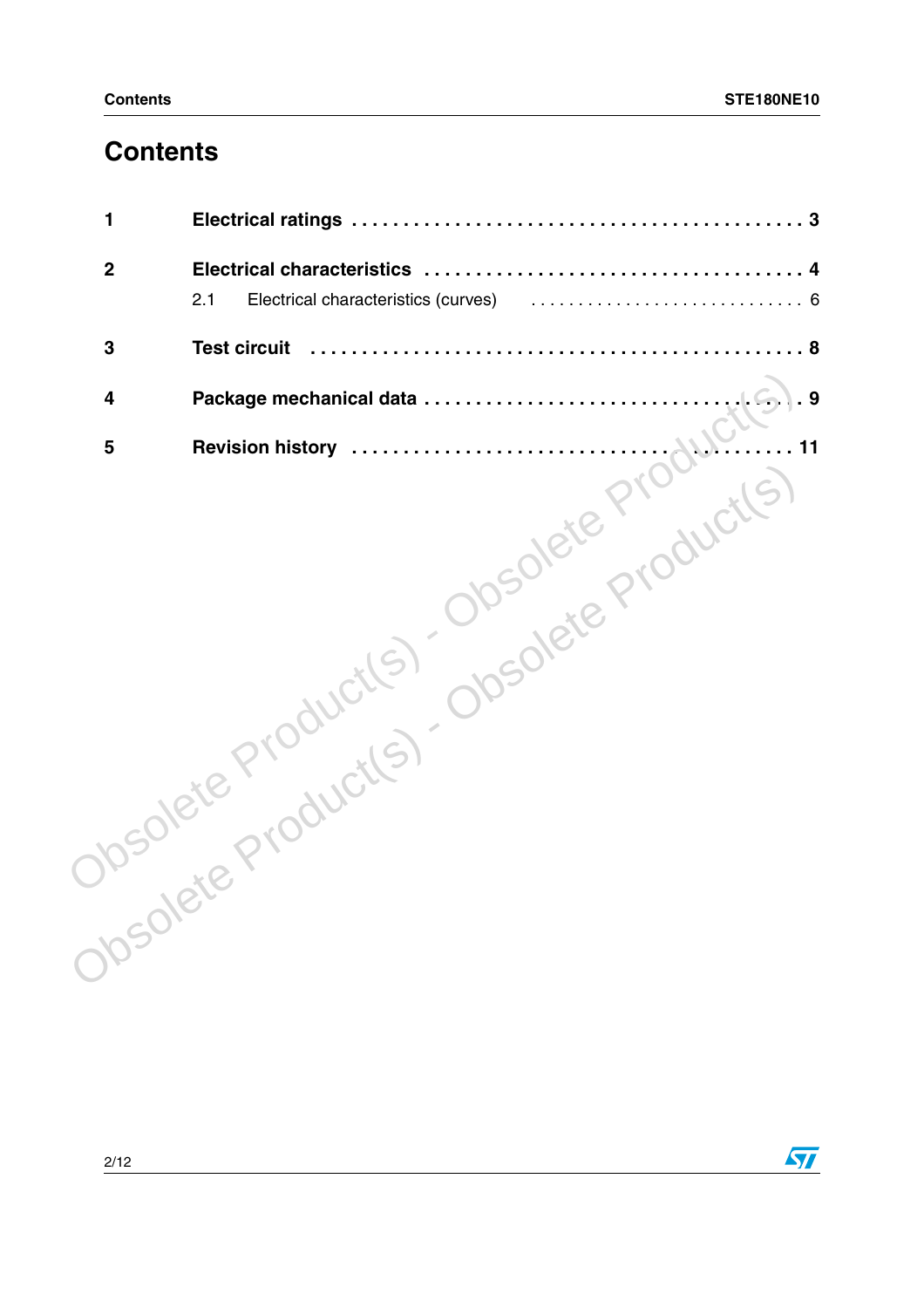# Contents

1 **Electrical ratings** . . . . . . . . . . . . . . . . . . . . . . . . . . . . . . . . . . . . . . . . . . . . . 3

2 **Electrical characteristics** . . . . . . . . . . . . . . . . . . . . . . . . . . . . . . . . . . . . 4

   2.1 Electrical characteristics (curves) . . . . . . . . . . . . . . . . . . . . . . . . . . . . 6

3 **Test circuit** . . . . . . . . . . . . . . . . . . . . . . . . . . . . . . . . . . . . . . . . . . . . . . . 8

4 **Package mechanical data** . . . . . . . . . . . . . . . . . . . . . . . . . . . . . . . . . . . 9

5 **Revision history** . . . . . . . . . . . . . . . . . . . . . . . . . . . . . . . . . . . . . . . . . . 11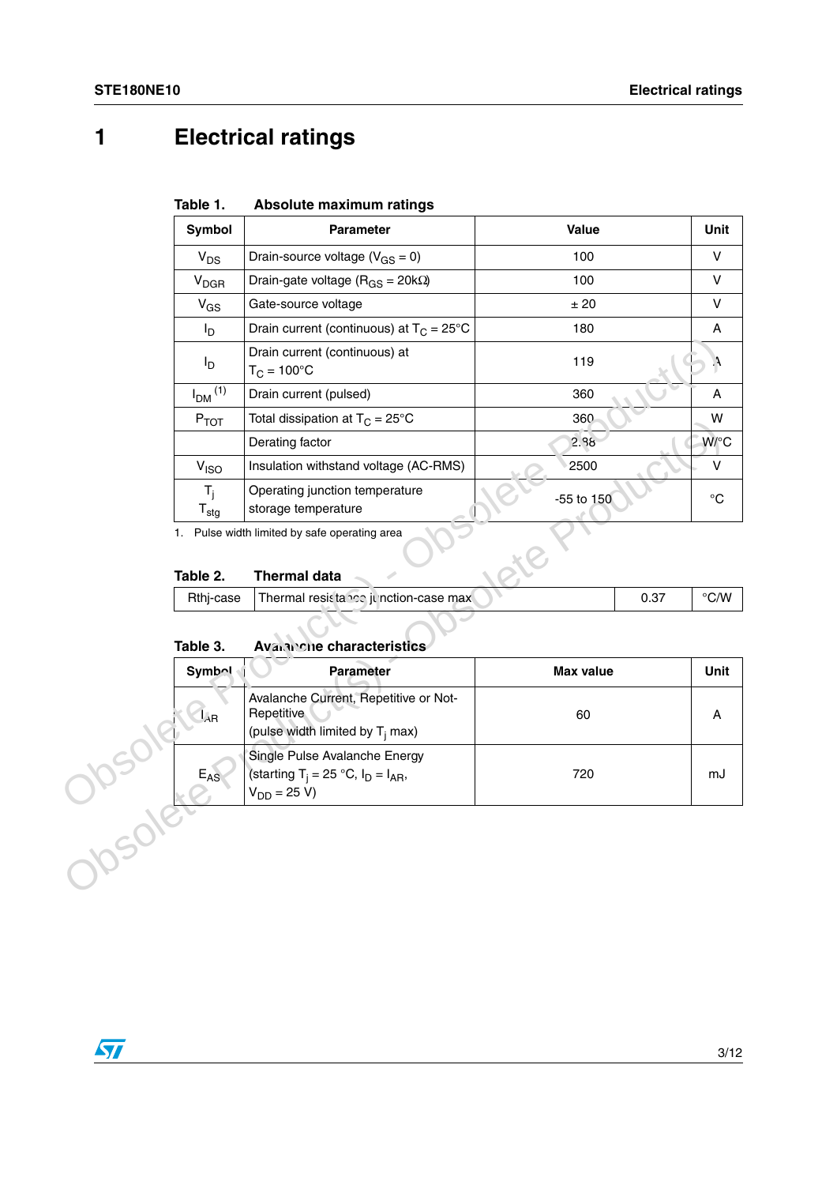# 1 Electrical ratings

**Table 1. Absolute maximum ratings**

| Symbol | Parameter | Value | Unit |
|---|---|---|---|
| $V_{DS}$ | Drain-source voltage ($V_{GS}$ = 0) | 100 | V |
| $V_{DGR}$ | Drain-gate voltage ($R_{GS}$ = 20kΩ) | 100 | V |
| $V_{GS}$ | Gate-source voltage | ± 20 | V |
| $I_D$ | Drain current (continuous) at $T_C$ = 25°C | 180 | A |
| $I_D$ | Drain current (continuous) at $T_C$ = 100°C | 119 | A |
| $I_{DM}$ [(1)] | Drain current (pulsed) | 360 | A |
| $P_{TOT}$ | Total dissipation at $T_C$ = 25°C | 360 | W |
| | Derating factor | 2.88 | W/°C |
| $V_{ISO}$ | Insulation withstand voltage (AC-RMS) | 2500 | V |
| $T_j$<br>$T_{stg}$ | Operating junction temperature<br>storage temperature | -55 to 150 | °C |

1. Pulse width limited by safe operating area

**Table 2. Thermal data**

| | | | |
|---|---|---|---|
| Rthj-case | Thermal resistance junction-case max | 0.37 | °C/W |

**Table 3. Avalanche characteristics**

| Symbol | Parameter | Max value | Unit |
|---|---|---|---|
| $I_{AR}$ | Avalanche Current, Repetitive or Not-Repetitive (pulse width limited by $T_j$ max) | 60 | A |
| $E_{AS}$ | Single Pulse Avalanche Energy (starting $T_j$ = 25 °C, $I_D$ = $I_{AR}$, $V_{DD}$ = 25 V) | 720 | mJ |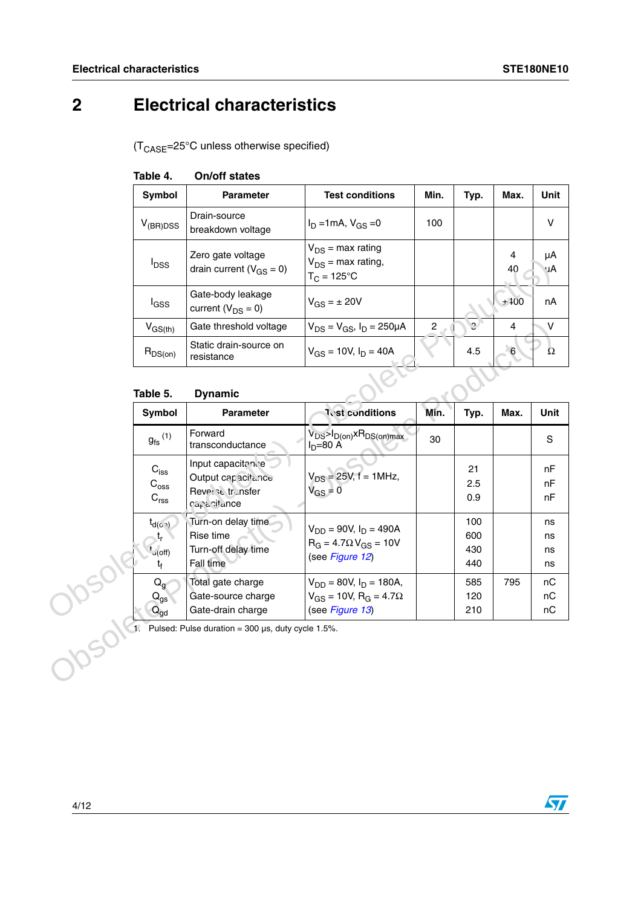# 2 Electrical characteristics

($T_{CASE}$=25°C unless otherwise specified)

**Table 4. On/off states**

| Symbol | Parameter | Test conditions | Min. | Typ. | Max. | Unit |
|---|---|---|---|---|---|---|
| $V_{(BR)DSS}$ | Drain-source breakdown voltage | $I_D$ =1mA, $V_{GS}$ =0 | 100 | | | V |
| $I_{DSS}$ | Zero gate voltage drain current ($V_{GS}$ = 0) | $V_{DS}$ = max rating<br>$V_{DS}$ = max rating, $T_C$ = 125°C | | | 4<br>40 | µA<br>µA |
| $I_{GSS}$ | Gate-body leakage current ($V_{DS}$ = 0) | $V_{GS}$ = ± 20V | | | ±100 | nA |
| $V_{GS(th)}$ | Gate threshold voltage | $V_{DS}$ = $V_{GS}$, $I_D$ = 250µA | 2 | 3 | 4 | V |
| $R_{DS(on)}$ | Static drain-source on resistance | $V_{GS}$ = 10V, $I_D$ = 40A | | 4.5 | 6 | Ω |

**Table 5. Dynamic**

| Symbol | Parameter | Test conditions | Min. | Typ. | Max. | Unit |
|---|---|---|---|---|---|---|
| $g_{fs}$ (1) | Forward transconductance | $V_{DS}$>$I_{D(on)}$x$R_{DS(on)max}$<br>$I_D$=80 A | 30 | | | S |
| $C_{iss}$<br>$C_{oss}$<br>$C_{rss}$ | Input capacitance<br>Output capacitance<br>Reverse transfer capacitance | $V_{DS}$ = 25V, f = 1MHz, $V_{GS}$ = 0 | | 21<br>2.5<br>0.9 | | nF<br>nF<br>nF |
| $t_{d(on)}$<br>$t_r$<br>$t_{d(off)}$<br>$t_f$ | Turn-on delay time<br>Rise time<br>Turn-off delay time<br>Fall time | $V_{DD}$ = 90V, $I_D$ = 490A<br>$R_G$ = 4.7Ω $V_{GS}$ = 10V<br>(see *Figure 12*) | | 100<br>600<br>430<br>440 | | ns<br>ns<br>ns<br>ns |
| $Q_g$<br>$Q_{gs}$<br>$Q_{gd}$ | Total gate charge<br>Gate-source charge<br>Gate-drain charge | $V_{DD}$ = 80V, $I_D$ = 180A, $V_{GS}$ = 10V, $R_G$ = 4.7Ω<br>(see *Figure 13*) | | 585<br>120<br>210 | 795 | nC<br>nC<br>nC |

1. Pulsed: Pulse duration = 300 µs, duty cycle 1.5%.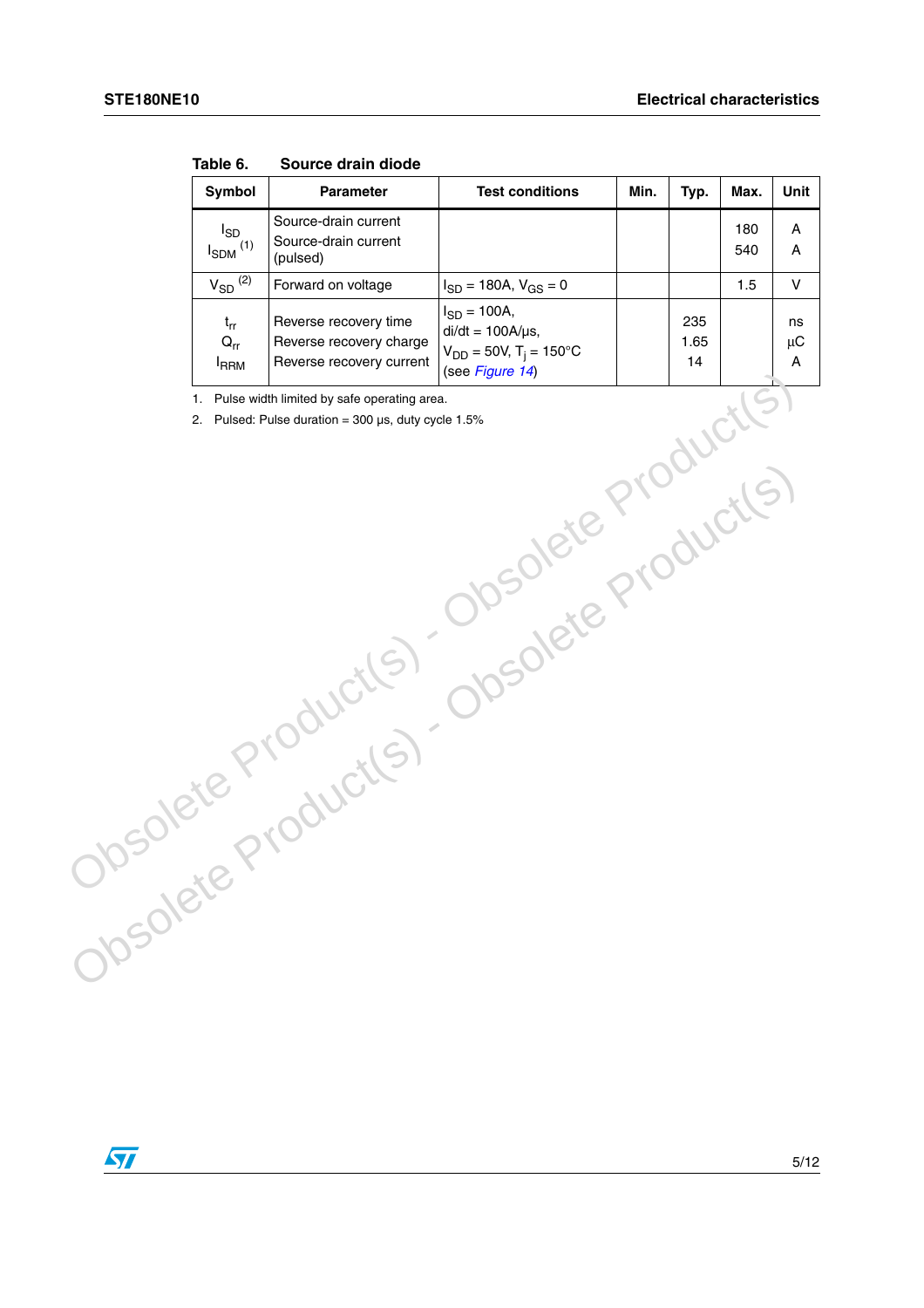Table 6. Source drain diode

| Symbol | Parameter | Test conditions | Min. | Typ. | Max. | Unit |
|---|---|---|---|---|---|---|
| $I_{SD}$<br>$I_{SDM}$ [(1)] | Source-drain current<br>Source-drain current (pulsed) | | | | 180<br>540 | A<br>A |
| $V_{SD}$ [(2)] | Forward on voltage | $I_{SD}$ = 180A, $V_{GS}$ = 0 | | | 1.5 | V |
| $t_{rr}$<br>$Q_{rr}$<br>$I_{RRM}$ | Reverse recovery time<br>Reverse recovery charge<br>Reverse recovery current | $I_{SD}$ = 100A,<br>di/dt = 100A/µs,<br>$V_{DD}$ = 50V, $T_j$ = 150°C<br>(see *Figure 14*) | | 235<br>1.65<br>14 | | ns<br>µC<br>A |

1. Pulse width limited by safe operating area.
2. Pulsed: Pulse duration = 300 µs, duty cycle 1.5%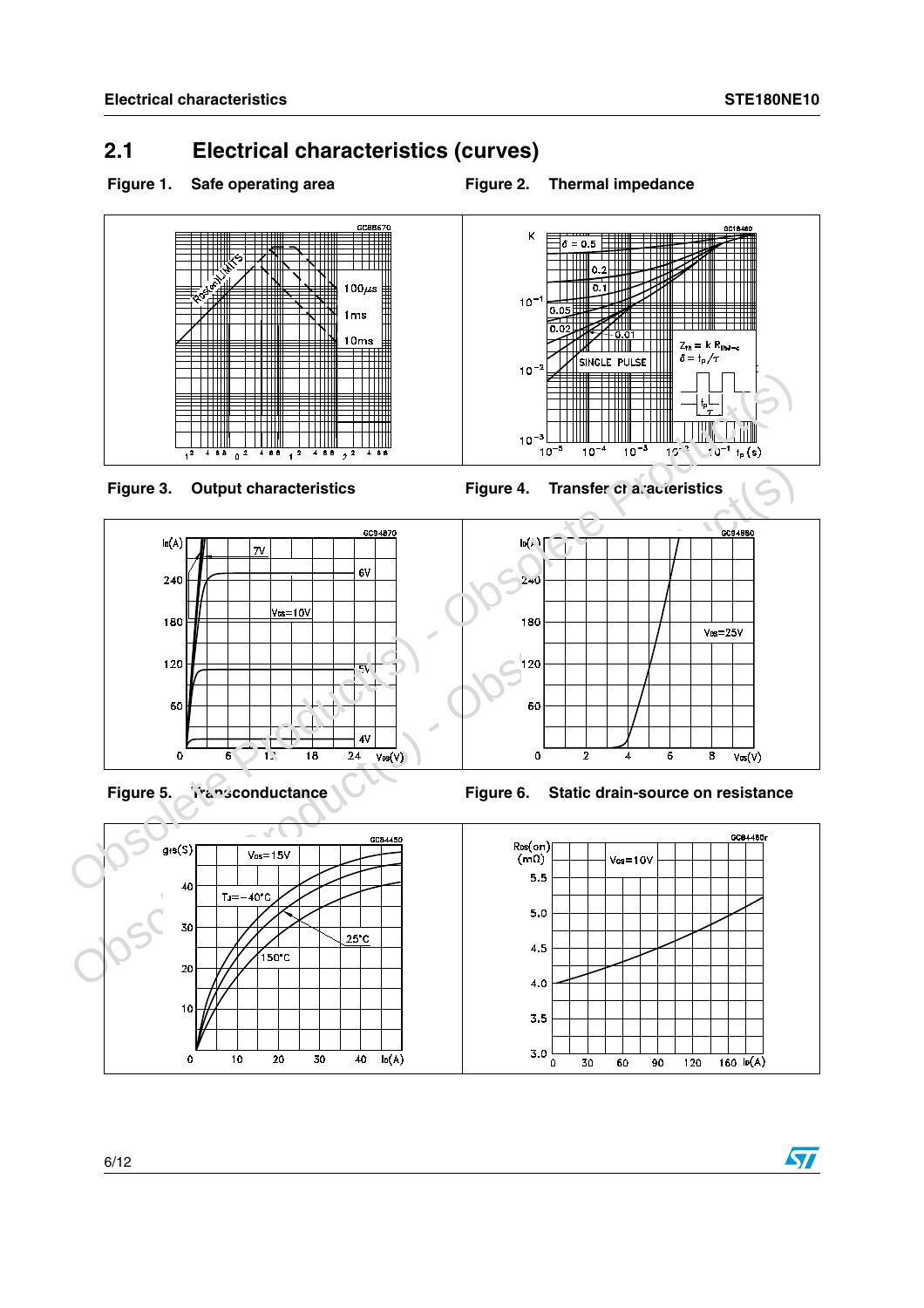## 2.1 Electrical characteristics (curves)

**Figure 1. Safe operating area**

**Figure 2. Thermal impedance**

**Figure 3. Output characteristics**

**Figure 4. Transfer characteristics**

**Figure 5. Transconductance**

**Figure 6. Static drain-source on resistance**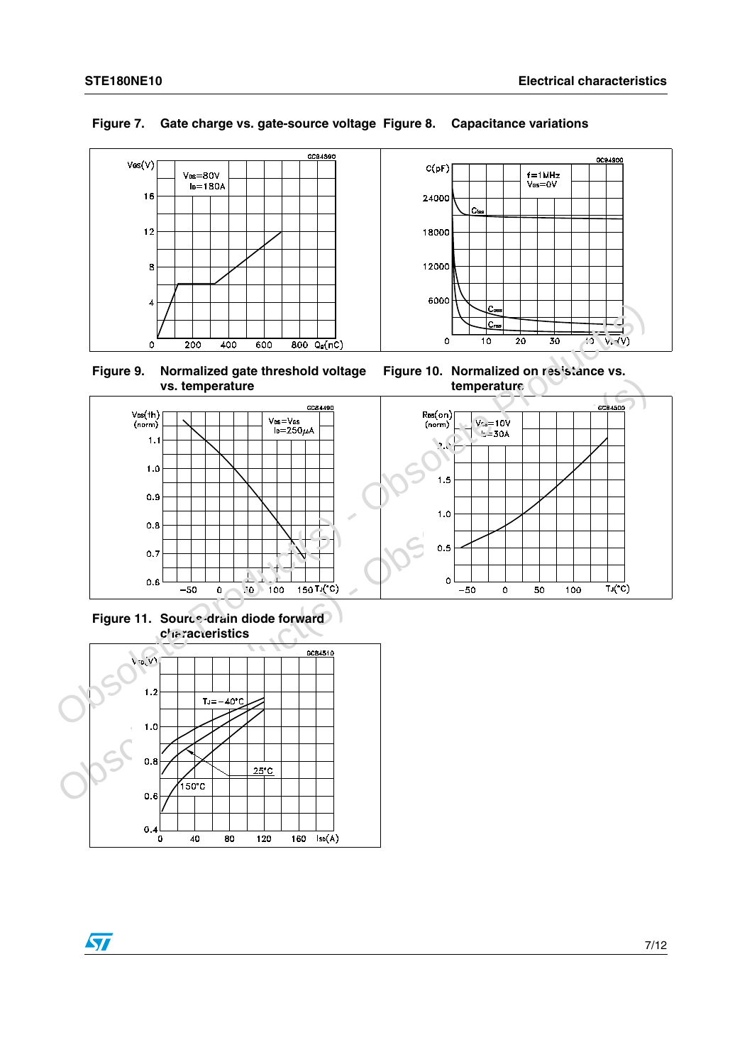**Figure 7. Gate charge vs. gate-source voltage**

**Figure 8. Capacitance variations**

**Figure 9. Normalized gate threshold voltage vs. temperature**

**Figure 10. Normalized on resistance vs. temperature**

**Figure 11. Source-drain diode forward characteristics**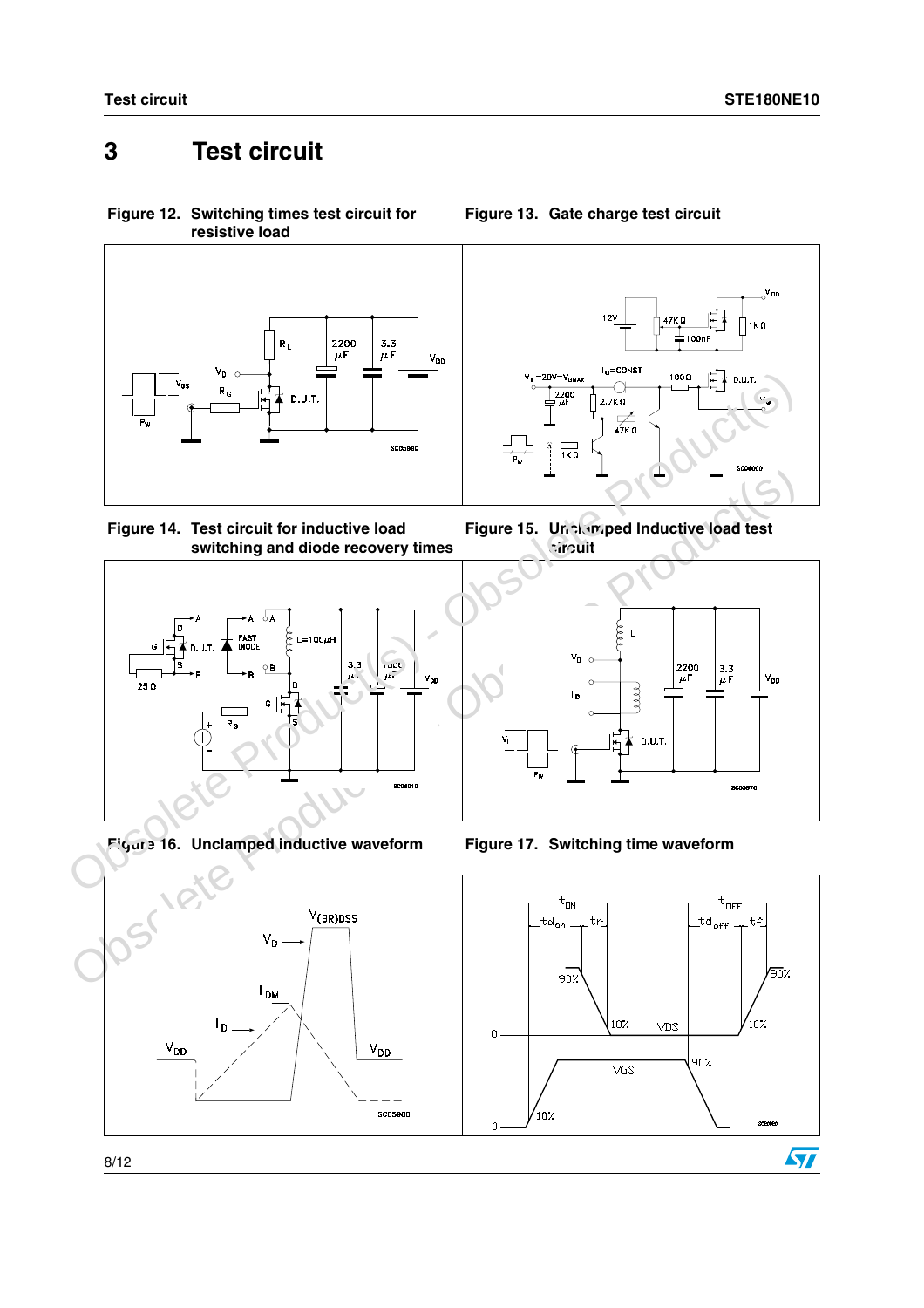# 3 Test circuit

Figure 12. Switching times test circuit for resistive load

Figure 13. Gate charge test circuit

Figure 14. Test circuit for inductive load switching and diode recovery times

Figure 15. Unclamped Inductive load test circuit

Figure 16. Unclamped inductive waveform

Figure 17. Switching time waveform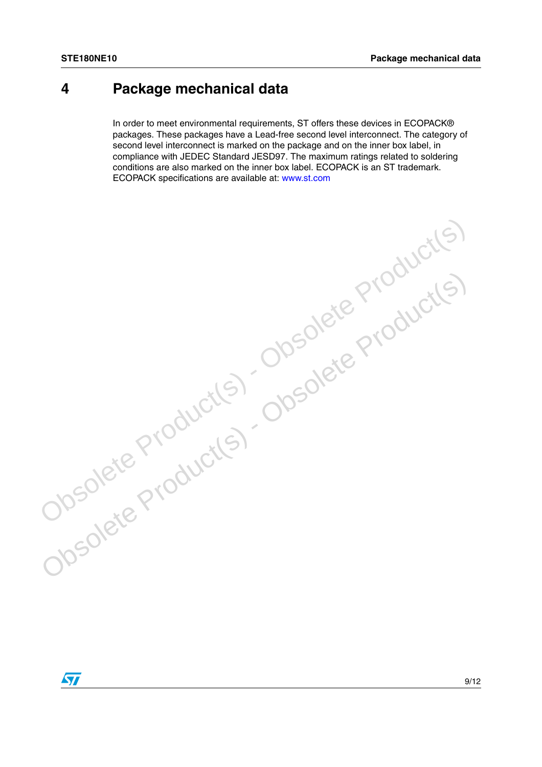# 4 Package mechanical data

In order to meet environmental requirements, ST offers these devices in ECOPACK® packages. These packages have a Lead-free second level interconnect. The category of second level interconnect is marked on the package and on the inner box label, in compliance with JEDEC Standard JESD97. The maximum ratings related to soldering conditions are also marked on the inner box label. ECOPACK is an ST trademark. ECOPACK specifications are available at: www.st.com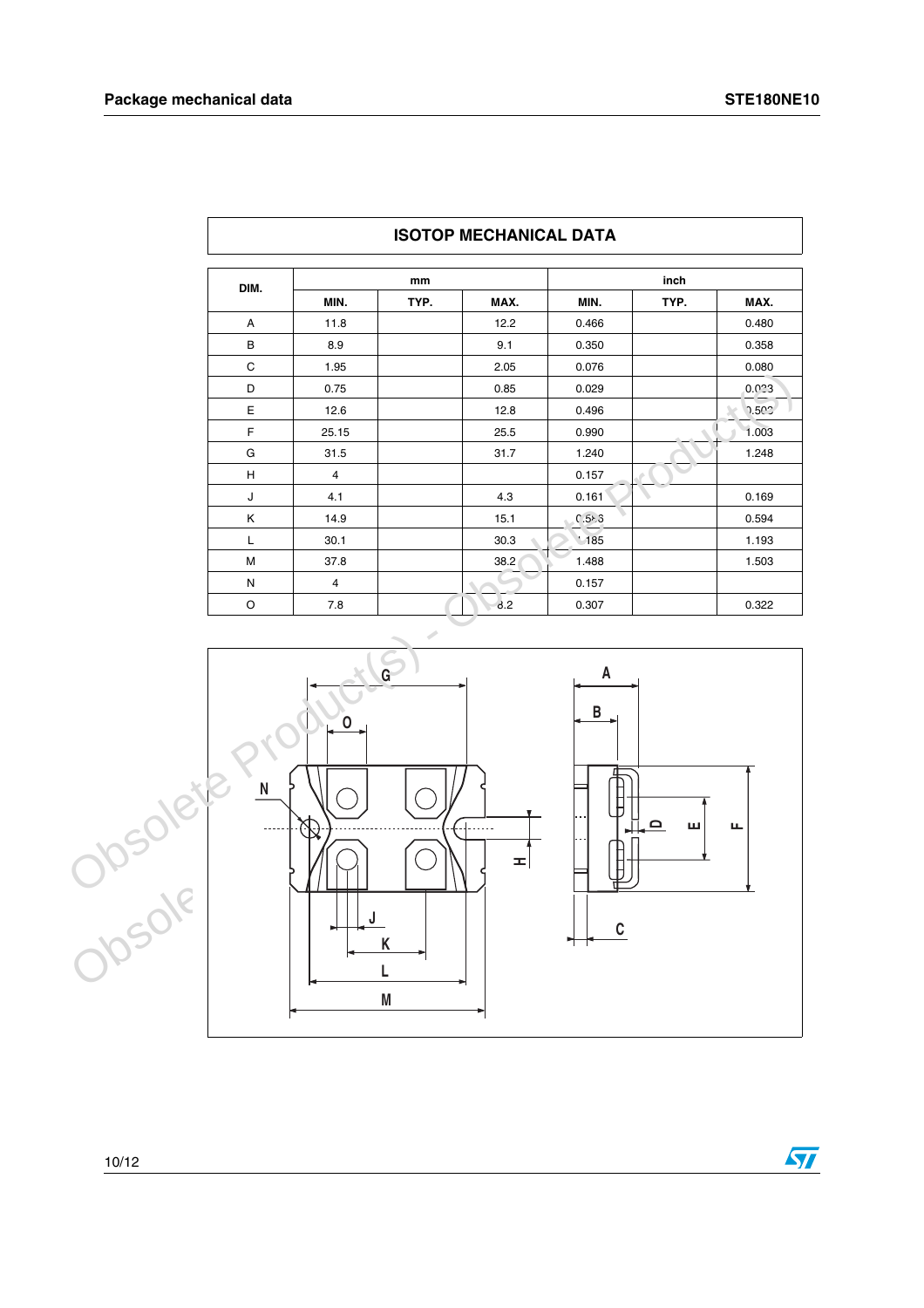## ISOTOP MECHANICAL DATA

| DIM. | mm | | | inch | | |
|---|---|---|---|---|---|---|
| | MIN. | TYP. | MAX. | MIN. | TYP. | MAX. |
| A | 11.8 | | 12.2 | 0.466 | | 0.480 |
| B | 8.9 | | 9.1 | 0.350 | | 0.358 |
| C | 1.95 | | 2.05 | 0.076 | | 0.080 |
| D | 0.75 | | 0.85 | 0.029 | | 0.033 |
| E | 12.6 | | 12.8 | 0.496 | | 0.503 |
| F | 25.15 | | 25.5 | 0.990 | | 1.003 |
| G | 31.5 | | 31.7 | 1.240 | | 1.248 |
| H | 4 | | | 0.157 | | |
| J | 4.1 | | 4.3 | 0.161 | | 0.169 |
| K | 14.9 | | 15.1 | 0.586 | | 0.594 |
| L | 30.1 | | 30.3 | 1.185 | | 1.193 |
| M | 37.8 | | 38.2 | 1.488 | | 1.503 |
| N | 4 | | | 0.157 | | |
| O | 7.8 | | 8.2 | 0.307 | | 0.322 |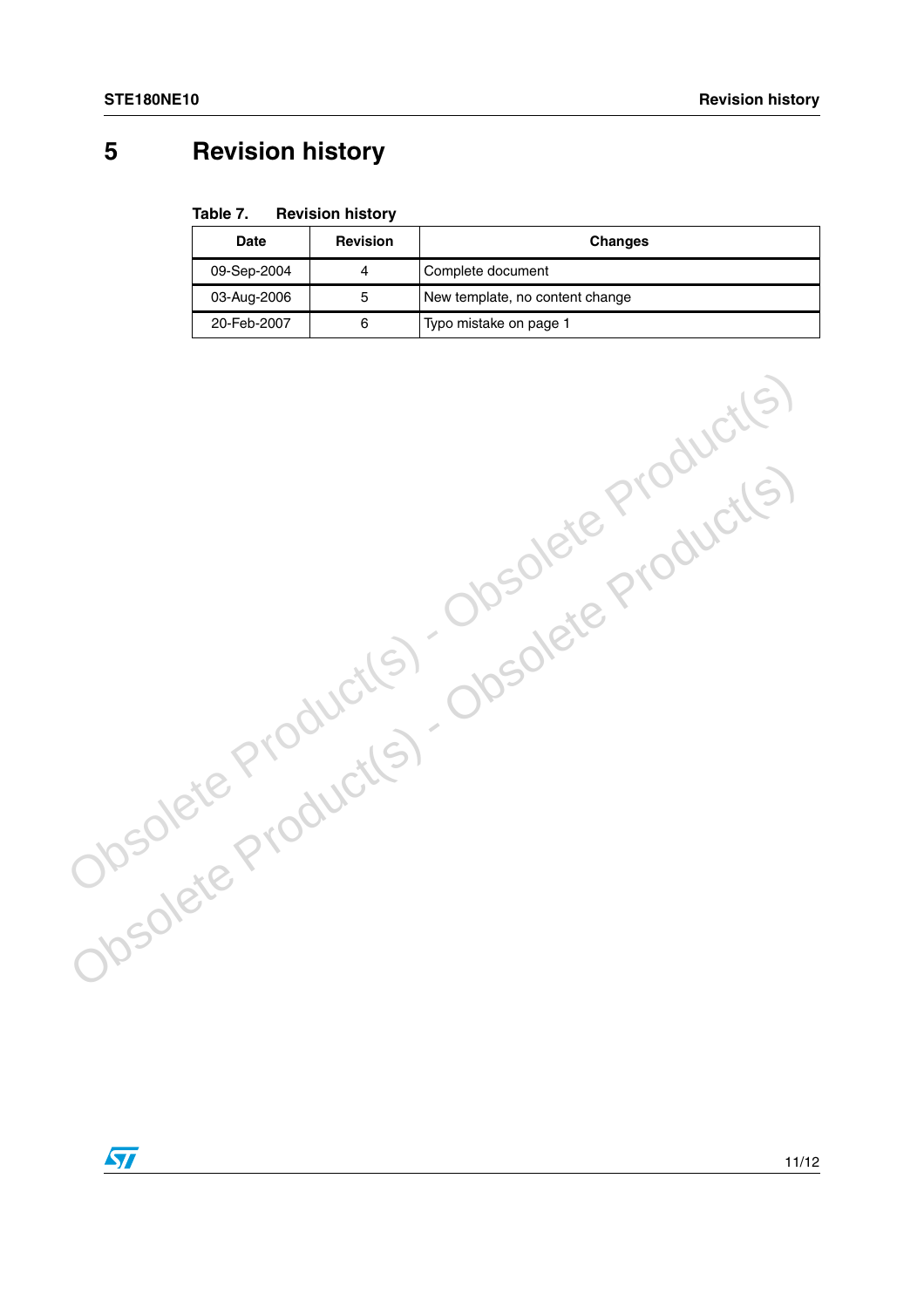# 5 Revision history

Table 7. Revision history

| Date | Revision | Changes |
| --- | --- | --- |
| 09-Sep-2004 | 4 | Complete document |
| 03-Aug-2006 | 5 | New template, no content change |
| 20-Feb-2007 | 6 | Typo mistake on page 1 |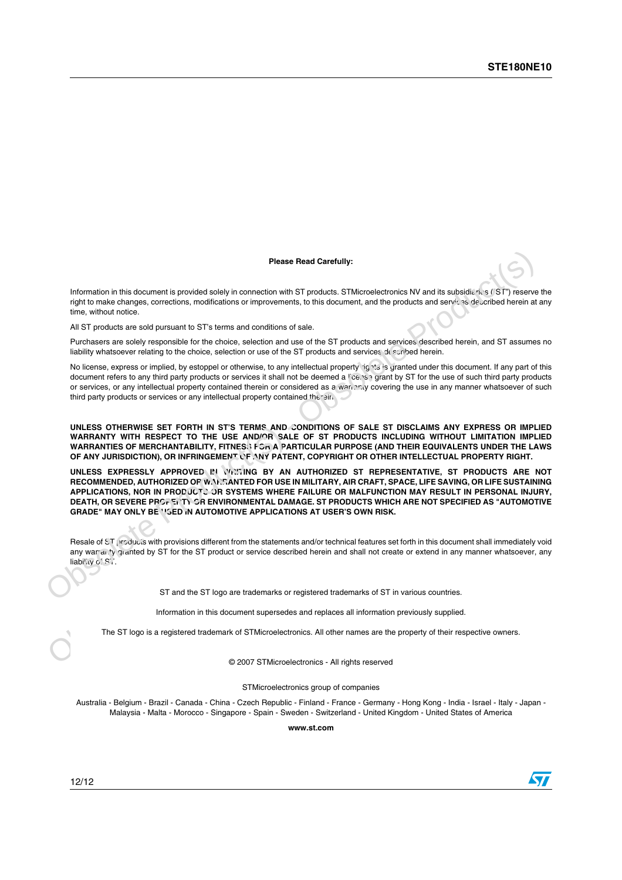**Please Read Carefully:**

Information in this document is provided solely in connection with ST products. STMicroelectronics NV and its subsidiaries ("ST") reserve the right to make changes, corrections, modifications or improvements, to this document, and the products and services described herein at any time, without notice.

All ST products are sold pursuant to ST's terms and conditions of sale.

Purchasers are solely responsible for the choice, selection and use of the ST products and services described herein, and ST assumes no liability whatsoever relating to the choice, selection or use of the ST products and services described herein.

No license, express or implied, by estoppel or otherwise, to any intellectual property rights is granted under this document. If any part of this document refers to any third party products or services it shall not be deemed a license grant by ST for the use of such third party products or services, or any intellectual property contained therein or considered as a warranty covering the use in any manner whatsoever of such third party products or services or any intellectual property contained therein.

**UNLESS OTHERWISE SET FORTH IN ST'S TERMS AND CONDITIONS OF SALE ST DISCLAIMS ANY EXPRESS OR IMPLIED WARRANTY WITH RESPECT TO THE USE AND/OR SALE OF ST PRODUCTS INCLUDING WITHOUT LIMITATION IMPLIED WARRANTIES OF MERCHANTABILITY, FITNESS FOR A PARTICULAR PURPOSE (AND THEIR EQUIVALENTS UNDER THE LAWS OF ANY JURISDICTION), OR INFRINGEMENT OF ANY PATENT, COPYRIGHT OR OTHER INTELLECTUAL PROPERTY RIGHT.**

**UNLESS EXPRESSLY APPROVED IN WRITING BY AN AUTHORIZED ST REPRESENTATIVE, ST PRODUCTS ARE NOT RECOMMENDED, AUTHORIZED OR WARRANTED FOR USE IN MILITARY, AIR CRAFT, SPACE, LIFE SAVING, OR LIFE SUSTAINING APPLICATIONS, NOR IN PRODUCTS OR SYSTEMS WHERE FAILURE OR MALFUNCTION MAY RESULT IN PERSONAL INJURY, DEATH, OR SEVERE PROPERTY OR ENVIRONMENTAL DAMAGE. ST PRODUCTS WHICH ARE NOT SPECIFIED AS "AUTOMOTIVE GRADE" MAY ONLY BE USED IN AUTOMOTIVE APPLICATIONS AT USER'S OWN RISK.**

Resale of ST products with provisions different from the statements and/or technical features set forth in this document shall immediately void any warranty granted by ST for the ST product or service described herein and shall not create or extend in any manner whatsoever, any liability of ST.

ST and the ST logo are trademarks or registered trademarks of ST in various countries.

Information in this document supersedes and replaces all information previously supplied.

The ST logo is a registered trademark of STMicroelectronics. All other names are the property of their respective owners.

© 2007 STMicroelectronics - All rights reserved

STMicroelectronics group of companies

Australia - Belgium - Brazil - Canada - China - Czech Republic - Finland - France - Germany - Hong Kong - India - Israel - Italy - Japan - Malaysia - Malta - Morocco - Singapore - Spain - Sweden - Switzerland - United Kingdom - United States of America

**www.st.com**